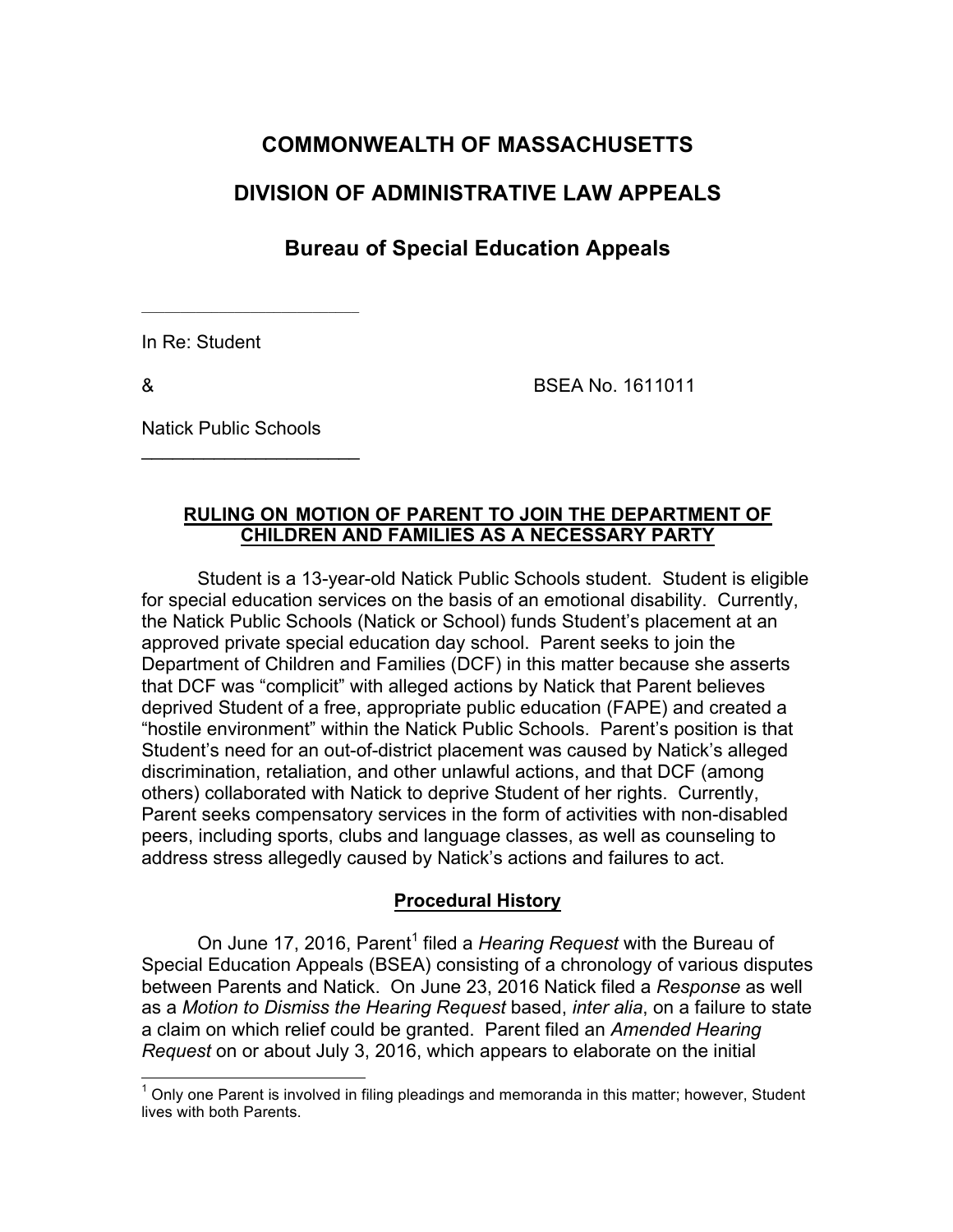# COMMONWEALTH OF MASSACHUSETTS

# DIVISION OF ADMINISTRATIVE LAW APPEALS

## Bureau of Special Education Appeals

---

In Re: Student

& BSEA No. 1611011

Natick Public Schools

---

**RULING ON MOTION OF PARENT TO JOIN THE DEPARTMENT OF CHILDREN AND FAMILIES AS A NECESSARY PARTY**

Student is a 13-year-old Natick Public Schools student. Student is eligible for special education services on the basis of an emotional disability. Currently, the Natick Public Schools (Natick or School) funds Student's placement at an approved private special education day school. Parent seeks to join the Department of Children and Families (DCF) in this matter because she asserts that DCF was "complicit" with alleged actions by Natick that Parent believes deprived Student of a free, appropriate public education (FAPE) and created a "hostile environment" within the Natick Public Schools. Parent's position is that Student's need for an out-of-district placement was caused by Natick's alleged discrimination, retaliation, and other unlawful actions, and that DCF (among others) collaborated with Natick to deprive Student of her rights. Currently, Parent seeks compensatory services in the form of activities with non-disabled peers, including sports, clubs and language classes, as well as counseling to address stress allegedly caused by Natick's actions and failures to act.

**Procedural History**

On June 17, 2016, Parent[1] filed a *Hearing Request* with the Bureau of Special Education Appeals (BSEA) consisting of a chronology of various disputes between Parents and Natick. On June 23, 2016 Natick filed a *Response* as well as a *Motion to Dismiss the Hearing Request* based, *inter alia*, on a failure to state a claim on which relief could be granted. Parent filed an *Amended Hearing Request* on or about July 3, 2016, which appears to elaborate on the initial

[1] Only one Parent is involved in filing pleadings and memoranda in this matter; however, Student lives with both Parents.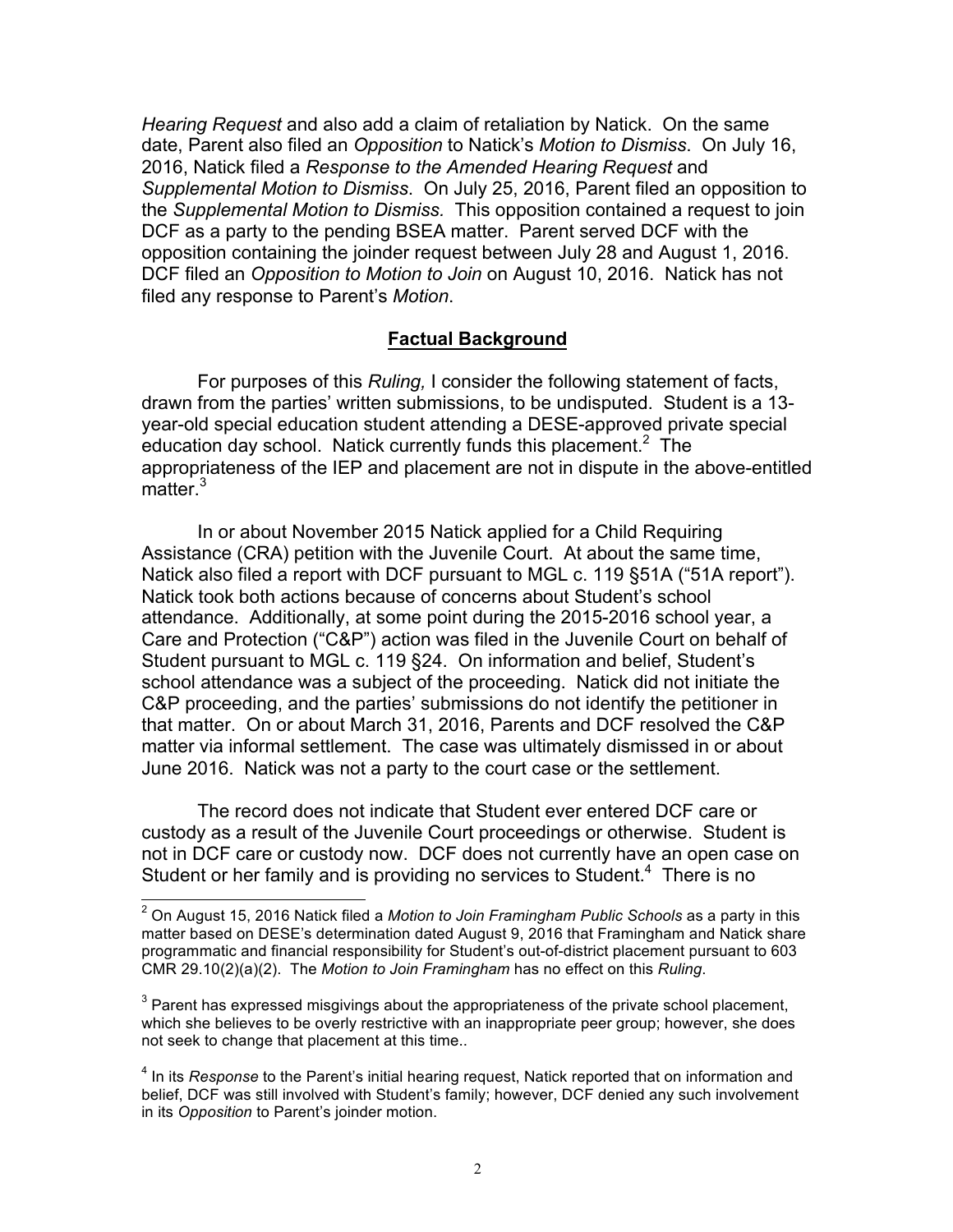*Hearing Request* and also add a claim of retaliation by Natick. On the same date, Parent also filed an *Opposition* to Natick's *Motion to Dismiss*. On July 16, 2016, Natick filed a *Response to the Amended Hearing Request* and *Supplemental Motion to Dismiss*. On July 25, 2016, Parent filed an opposition to the *Supplemental Motion to Dismiss.* This opposition contained a request to join DCF as a party to the pending BSEA matter. Parent served DCF with the opposition containing the joinder request between July 28 and August 1, 2016. DCF filed an *Opposition to Motion to Join* on August 10, 2016. Natick has not filed any response to Parent's *Motion*.

## **Factual Background**

For purposes of this *Ruling,* I consider the following statement of facts, drawn from the parties' written submissions, to be undisputed. Student is a 13-year-old special education student attending a DESE-approved private special education day school. Natick currently funds this placement.[2] The appropriateness of the IEP and placement are not in dispute in the above-entitled matter.[3]

In or about November 2015 Natick applied for a Child Requiring Assistance (CRA) petition with the Juvenile Court. At about the same time, Natick also filed a report with DCF pursuant to MGL c. 119 §51A ("51A report"). Natick took both actions because of concerns about Student's school attendance. Additionally, at some point during the 2015-2016 school year, a Care and Protection ("C&P") action was filed in the Juvenile Court on behalf of Student pursuant to MGL c. 119 §24. On information and belief, Student's school attendance was a subject of the proceeding. Natick did not initiate the C&P proceeding, and the parties' submissions do not identify the petitioner in that matter. On or about March 31, 2016, Parents and DCF resolved the C&P matter via informal settlement. The case was ultimately dismissed in or about June 2016. Natick was not a party to the court case or the settlement.

The record does not indicate that Student ever entered DCF care or custody as a result of the Juvenile Court proceedings or otherwise. Student is not in DCF care or custody now. DCF does not currently have an open case on Student or her family and is providing no services to Student.[4] There is no

---

[2] On August 15, 2016 Natick filed a *Motion to Join Framingham Public Schools* as a party in this matter based on DESE's determination dated August 9, 2016 that Framingham and Natick share programmatic and financial responsibility for Student's out-of-district placement pursuant to 603 CMR 29.10(2)(a)(2). The *Motion to Join Framingham* has no effect on this *Ruling*.

[3] Parent has expressed misgivings about the appropriateness of the private school placement, which she believes to be overly restrictive with an inappropriate peer group; however, she does not seek to change that placement at this time..

[4] In its *Response* to the Parent's initial hearing request, Natick reported that on information and belief, DCF was still involved with Student's family; however, DCF denied any such involvement in its *Opposition* to Parent's joinder motion.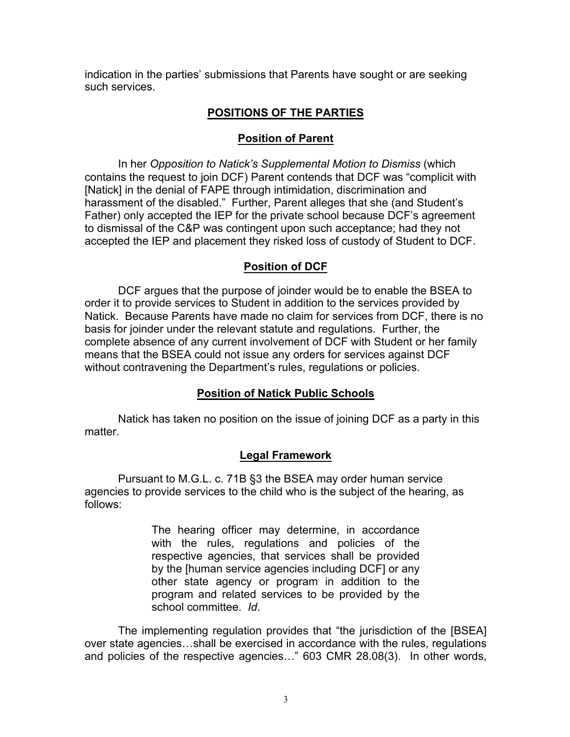indication in the parties' submissions that Parents have sought or are seeking such services.

## POSITIONS OF THE PARTIES

### Position of Parent

In her *Opposition to Natick's Supplemental Motion to Dismiss* (which contains the request to join DCF) Parent contends that DCF was "complicit with [Natick] in the denial of FAPE through intimidation, discrimination and harassment of the disabled." Further, Parent alleges that she (and Student's Father) only accepted the IEP for the private school because DCF's agreement to dismissal of the C&P was contingent upon such acceptance; had they not accepted the IEP and placement they risked loss of custody of Student to DCF.

### Position of DCF

DCF argues that the purpose of joinder would be to enable the BSEA to order it to provide services to Student in addition to the services provided by Natick. Because Parents have made no claim for services from DCF, there is no basis for joinder under the relevant statute and regulations. Further, the complete absence of any current involvement of DCF with Student or her family means that the BSEA could not issue any orders for services against DCF without contravening the Department's rules, regulations or policies.

### Position of Natick Public Schools

Natick has taken no position on the issue of joining DCF as a party in this matter.

### Legal Framework

Pursuant to M.G.L. c. 71B §3 the BSEA may order human service agencies to provide services to the child who is the subject of the hearing, as follows:

> The hearing officer may determine, in accordance with the rules, regulations and policies of the respective agencies, that services shall be provided by the [human service agencies including DCF] or any other state agency or program in addition to the program and related services to be provided by the school committee. *Id*.

The implementing regulation provides that "the jurisdiction of the [BSEA] over state agencies…shall be exercised in accordance with the rules, regulations and policies of the respective agencies…" 603 CMR 28.08(3). In other words,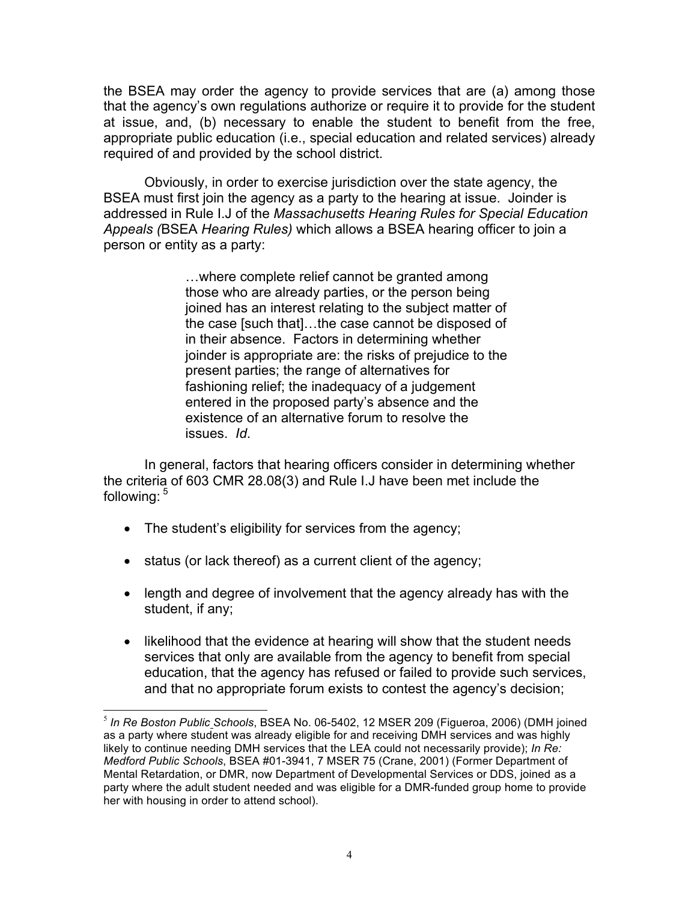the BSEA may order the agency to provide services that are (a) among those that the agency's own regulations authorize or require it to provide for the student at issue, and, (b) necessary to enable the student to benefit from the free, appropriate public education (i.e., special education and related services) already required of and provided by the school district.

Obviously, in order to exercise jurisdiction over the state agency, the BSEA must first join the agency as a party to the hearing at issue. Joinder is addressed in Rule I.J of the *Massachusetts Hearing Rules for Special Education Appeals (*BSEA *Hearing Rules)* which allows a BSEA hearing officer to join a person or entity as a party:

> …where complete relief cannot be granted among those who are already parties, or the person being joined has an interest relating to the subject matter of the case [such that]…the case cannot be disposed of in their absence. Factors in determining whether joinder is appropriate are: the risks of prejudice to the present parties; the range of alternatives for fashioning relief; the inadequacy of a judgement entered in the proposed party's absence and the existence of an alternative forum to resolve the issues. *Id*.

In general, factors that hearing officers consider in determining whether the criteria of 603 CMR 28.08(3) and Rule I.J have been met include the following: [5]

- The student's eligibility for services from the agency;
- status (or lack thereof) as a current client of the agency;
- length and degree of involvement that the agency already has with the student, if any;
- likelihood that the evidence at hearing will show that the student needs services that only are available from the agency to benefit from special education, that the agency has refused or failed to provide such services, and that no appropriate forum exists to contest the agency's decision;

[5] *In Re Boston Public Schools*, BSEA No. 06-5402, 12 MSER 209 (Figueroa, 2006) (DMH joined as a party where student was already eligible for and receiving DMH services and was highly likely to continue needing DMH services that the LEA could not necessarily provide); *In Re: Medford Public Schools*, BSEA #01-3941, 7 MSER 75 (Crane, 2001) (Former Department of Mental Retardation, or DMR, now Department of Developmental Services or DDS, joined as a party where the adult student needed and was eligible for a DMR-funded group home to provide her with housing in order to attend school).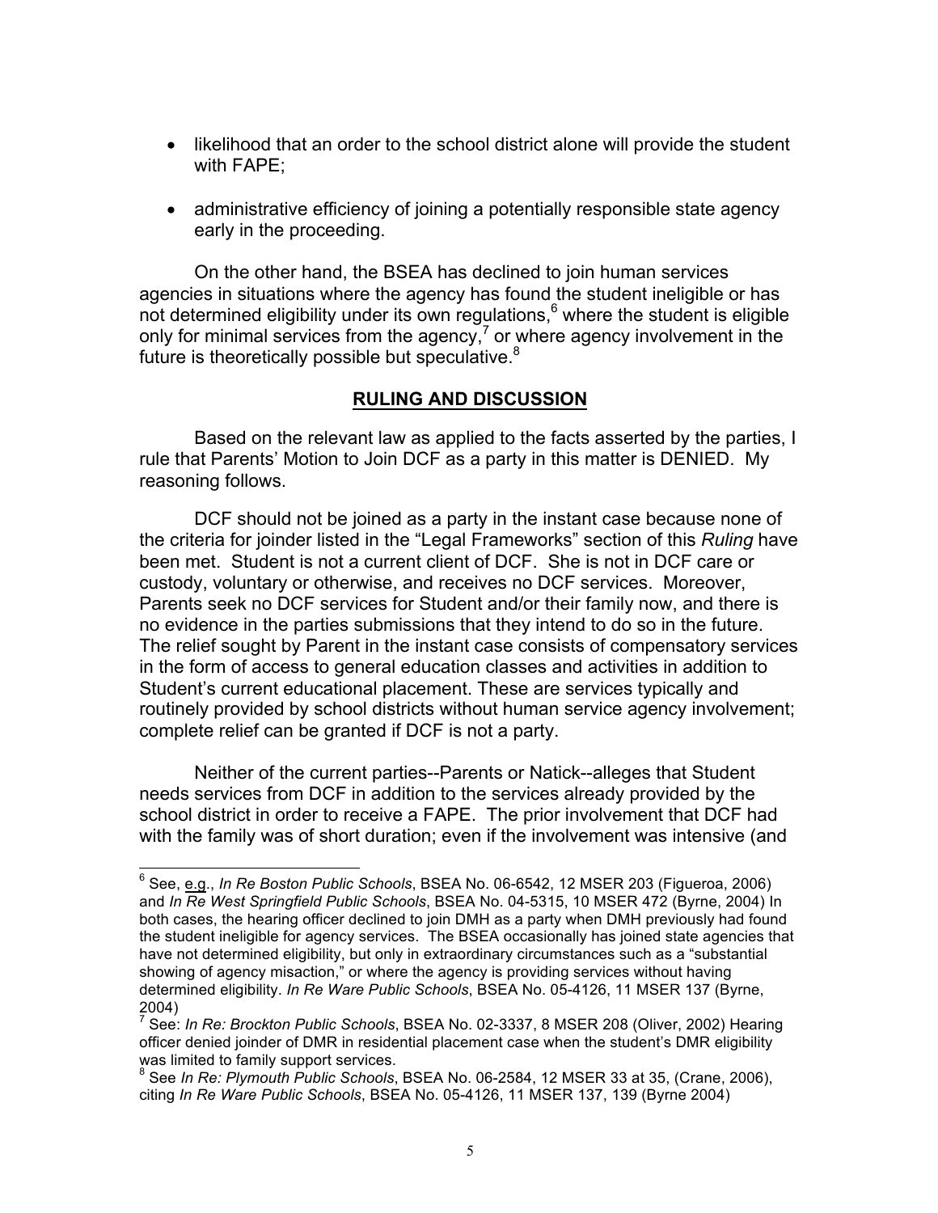- likelihood that an order to the school district alone will provide the student with FAPE;

- administrative efficiency of joining a potentially responsible state agency early in the proceeding.

On the other hand, the BSEA has declined to join human services agencies in situations where the agency has found the student ineligible or has not determined eligibility under its own regulations,[6] where the student is eligible only for minimal services from the agency,[7] or where agency involvement in the future is theoretically possible but speculative.[8]

## RULING AND DISCUSSION

Based on the relevant law as applied to the facts asserted by the parties, I rule that Parents' Motion to Join DCF as a party in this matter is DENIED. My reasoning follows.

DCF should not be joined as a party in the instant case because none of the criteria for joinder listed in the "Legal Frameworks" section of this *Ruling* have been met. Student is not a current client of DCF. She is not in DCF care or custody, voluntary or otherwise, and receives no DCF services. Moreover, Parents seek no DCF services for Student and/or their family now, and there is no evidence in the parties submissions that they intend to do so in the future. The relief sought by Parent in the instant case consists of compensatory services in the form of access to general education classes and activities in addition to Student's current educational placement. These are services typically and routinely provided by school districts without human service agency involvement; complete relief can be granted if DCF is not a party.

Neither of the current parties--Parents or Natick--alleges that Student needs services from DCF in addition to the services already provided by the school district in order to receive a FAPE. The prior involvement that DCF had with the family was of short duration; even if the involvement was intensive (and

---

[6] See, e.g., *In Re Boston Public Schools*, BSEA No. 06-6542, 12 MSER 203 (Figueroa, 2006) and *In Re West Springfield Public Schools*, BSEA No. 04-5315, 10 MSER 472 (Byrne, 2004) In both cases, the hearing officer declined to join DMH as a party when DMH previously had found the student ineligible for agency services. The BSEA occasionally has joined state agencies that have not determined eligibility, but only in extraordinary circumstances such as a "substantial showing of agency misaction," or where the agency is providing services without having determined eligibility. *In Re Ware Public Schools*, BSEA No. 05-4126, 11 MSER 137 (Byrne, 2004)

[7] See: *In Re: Brockton Public Schools*, BSEA No. 02-3337, 8 MSER 208 (Oliver, 2002) Hearing officer denied joinder of DMR in residential placement case when the student's DMR eligibility was limited to family support services.

[8] See *In Re: Plymouth Public Schools*, BSEA No. 06-2584, 12 MSER 33 at 35, (Crane, 2006), citing *In Re Ware Public Schools*, BSEA No. 05-4126, 11 MSER 137, 139 (Byrne 2004)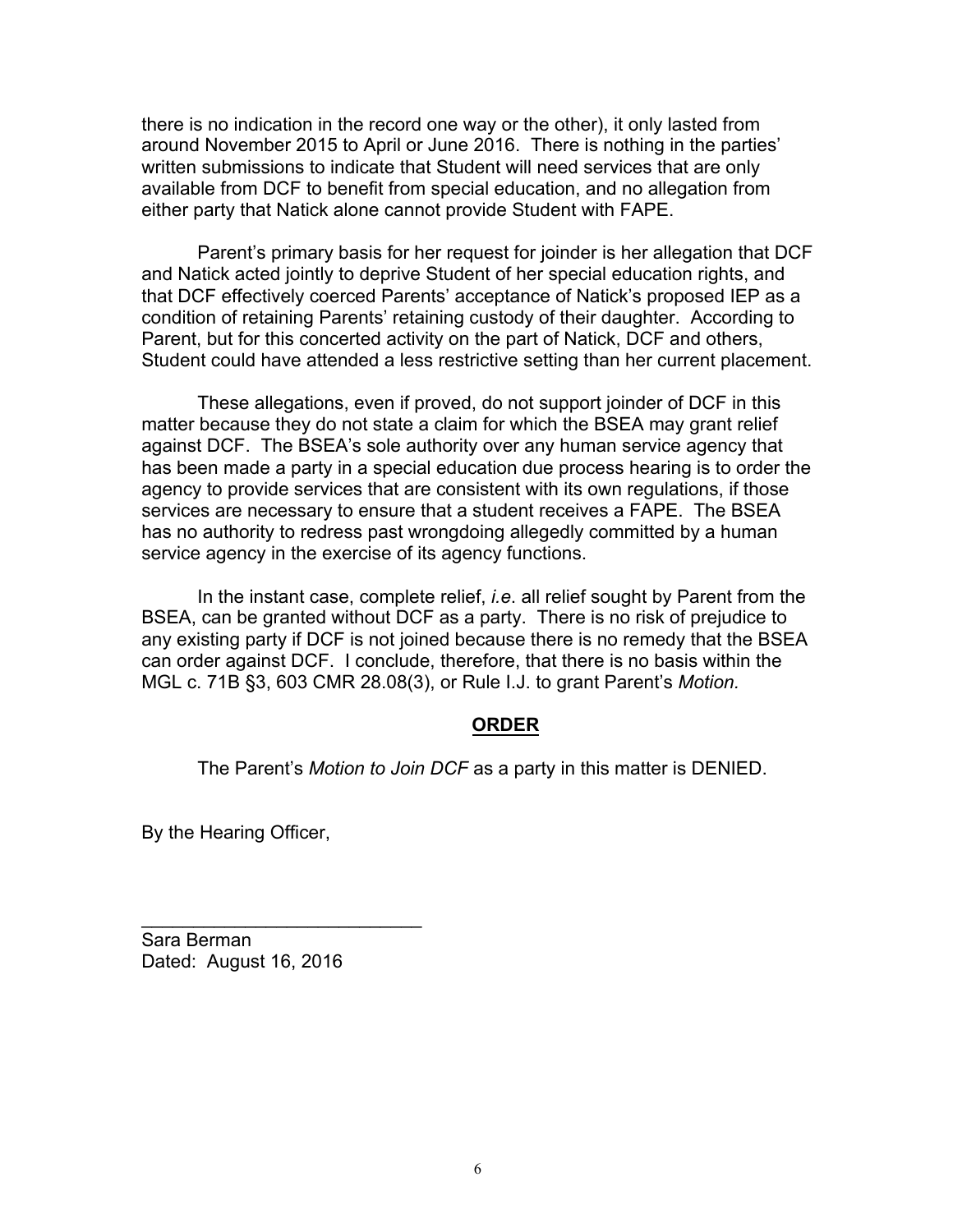there is no indication in the record one way or the other), it only lasted from around November 2015 to April or June 2016. There is nothing in the parties' written submissions to indicate that Student will need services that are only available from DCF to benefit from special education, and no allegation from either party that Natick alone cannot provide Student with FAPE.

Parent's primary basis for her request for joinder is her allegation that DCF and Natick acted jointly to deprive Student of her special education rights, and that DCF effectively coerced Parents' acceptance of Natick's proposed IEP as a condition of retaining Parents' retaining custody of their daughter. According to Parent, but for this concerted activity on the part of Natick, DCF and others, Student could have attended a less restrictive setting than her current placement.

These allegations, even if proved, do not support joinder of DCF in this matter because they do not state a claim for which the BSEA may grant relief against DCF. The BSEA's sole authority over any human service agency that has been made a party in a special education due process hearing is to order the agency to provide services that are consistent with its own regulations, if those services are necessary to ensure that a student receives a FAPE. The BSEA has no authority to redress past wrongdoing allegedly committed by a human service agency in the exercise of its agency functions.

In the instant case, complete relief, *i.e.* all relief sought by Parent from the BSEA, can be granted without DCF as a party. There is no risk of prejudice to any existing party if DCF is not joined because there is no remedy that the BSEA can order against DCF. I conclude, therefore, that there is no basis within the MGL c. 71B §3, 603 CMR 28.08(3), or Rule I.J. to grant Parent's *Motion.*

## ORDER

The Parent's *Motion to Join DCF* as a party in this matter is DENIED.

By the Hearing Officer,

\_\_\_\_\_\_\_\_\_\_\_\_\_\_\_\_\_\_\_\_\_\_\_\_\_\_\_\_

Sara Berman
Dated: August 16, 2016